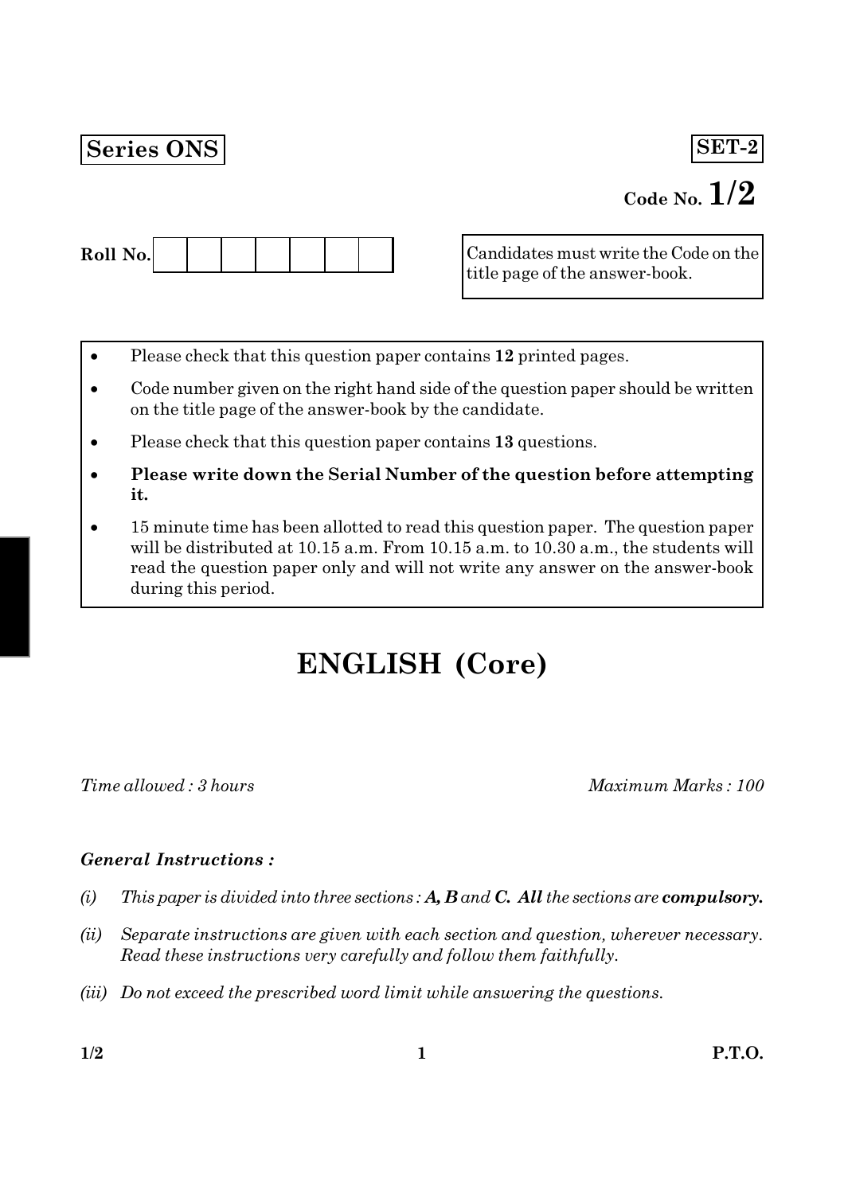**Series ONS**

**SET-2**

Code No. **1/2**

Roll No. | | | | | | | |

Candidates must write the Code on the title page of the answer-book.

- Please check that this question paper contains **12** printed pages.
- Code number given on the right hand side of the question paper should be written on the title page of the answer-book by the candidate.
- Please check that this question paper contains **13** questions.
- **Please write down the Serial Number of the question before attempting it.**
- 15 minute time has been allotted to read this question paper. The question paper will be distributed at 10.15 a.m. From 10.15 a.m. to 10.30 a.m., the students will read the question paper only and will not write any answer on the answer-book during this period.

# ENGLISH (Core)

*Time allowed : 3 hours* *Maximum Marks : 100*

***General Instructions :***

*(i) This paper is divided into three sections :* ***A, B*** *and* ***C. All*** *the sections are* ***compulsory.***

*(ii) Separate instructions are given with each section and question, wherever necessary. Read these instructions very carefully and follow them faithfully.*

*(iii) Do not exceed the prescribed word limit while answering the questions.*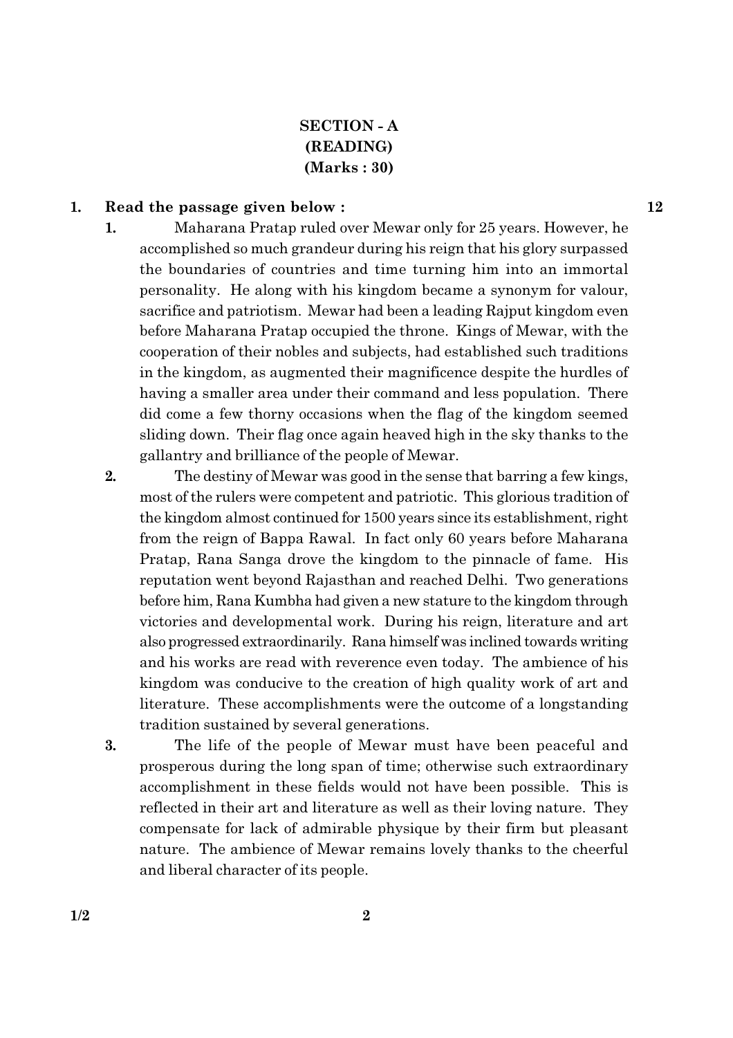**SECTION - A**
**(READING)**
**(Marks : 30)**

**1. Read the passage given below :** **12**

**1.** Maharana Pratap ruled over Mewar only for 25 years. However, he accomplished so much grandeur during his reign that his glory surpassed the boundaries of countries and time turning him into an immortal personality. He along with his kingdom became a synonym for valour, sacrifice and patriotism. Mewar had been a leading Rajput kingdom even before Maharana Pratap occupied the throne. Kings of Mewar, with the cooperation of their nobles and subjects, had established such traditions in the kingdom, as augmented their magnificence despite the hurdles of having a smaller area under their command and less population. There did come a few thorny occasions when the flag of the kingdom seemed sliding down. Their flag once again heaved high in the sky thanks to the gallantry and brilliance of the people of Mewar.

**2.** The destiny of Mewar was good in the sense that barring a few kings, most of the rulers were competent and patriotic. This glorious tradition of the kingdom almost continued for 1500 years since its establishment, right from the reign of Bappa Rawal. In fact only 60 years before Maharana Pratap, Rana Sanga drove the kingdom to the pinnacle of fame. His reputation went beyond Rajasthan and reached Delhi. Two generations before him, Rana Kumbha had given a new stature to the kingdom through victories and developmental work. During his reign, literature and art also progressed extraordinarily. Rana himself was inclined towards writing and his works are read with reverence even today. The ambience of his kingdom was conducive to the creation of high quality work of art and literature. These accomplishments were the outcome of a longstanding tradition sustained by several generations.

**3.** The life of the people of Mewar must have been peaceful and prosperous during the long span of time; otherwise such extraordinary accomplishment in these fields would not have been possible. This is reflected in their art and literature as well as their loving nature. They compensate for lack of admirable physique by their firm but pleasant nature. The ambience of Mewar remains lovely thanks to the cheerful and liberal character of its people.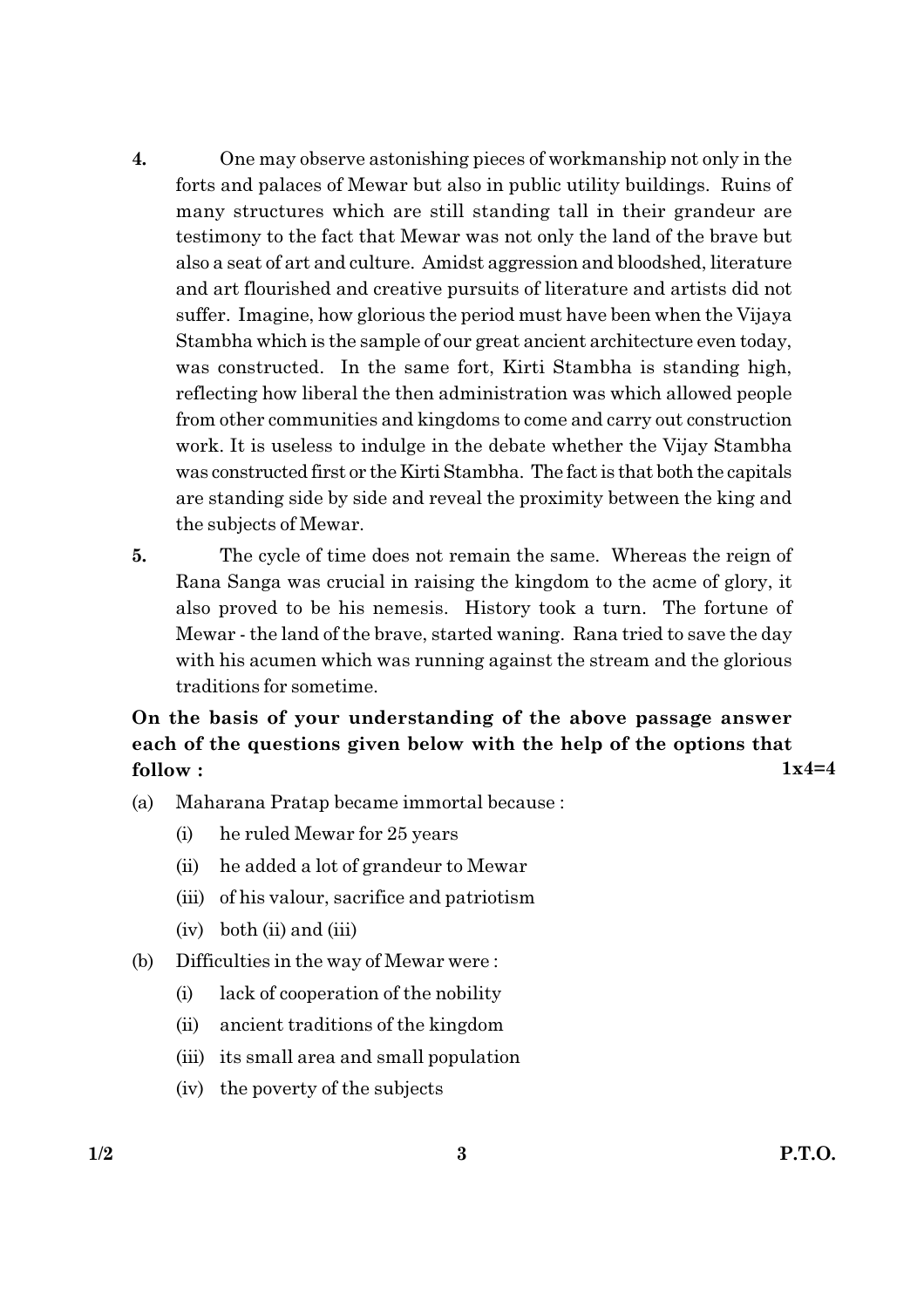4. One may observe astonishing pieces of workmanship not only in the forts and palaces of Mewar but also in public utility buildings. Ruins of many structures which are still standing tall in their grandeur are testimony to the fact that Mewar was not only the land of the brave but also a seat of art and culture. Amidst aggression and bloodshed, literature and art flourished and creative pursuits of literature and artists did not suffer. Imagine, how glorious the period must have been when the Vijaya Stambha which is the sample of our great ancient architecture even today, was constructed. In the same fort, Kirti Stambha is standing high, reflecting how liberal the then administration was which allowed people from other communities and kingdoms to come and carry out construction work. It is useless to indulge in the debate whether the Vijay Stambha was constructed first or the Kirti Stambha. The fact is that both the capitals are standing side by side and reveal the proximity between the king and the subjects of Mewar.

5. The cycle of time does not remain the same. Whereas the reign of Rana Sanga was crucial in raising the kingdom to the acme of glory, it also proved to be his nemesis. History took a turn. The fortune of Mewar - the land of the brave, started waning. Rana tried to save the day with his acumen which was running against the stream and the glorious traditions for sometime.

**On the basis of your understanding of the above passage answer each of the questions given below with the help of the options that follow :** **1x4=4**

(a) Maharana Pratap became immortal because :

 (i) he ruled Mewar for 25 years

 (ii) he added a lot of grandeur to Mewar

 (iii) of his valour, sacrifice and patriotism

 (iv) both (ii) and (iii)

(b) Difficulties in the way of Mewar were :

 (i) lack of cooperation of the nobility

 (ii) ancient traditions of the kingdom

 (iii) its small area and small population

 (iv) the poverty of the subjects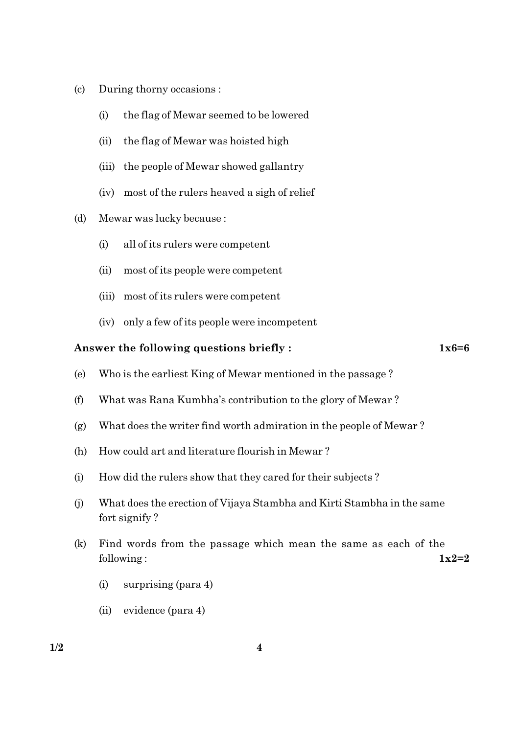(c) During thorny occasions :

  (i) the flag of Mewar seemed to be lowered

  (ii) the flag of Mewar was hoisted high

  (iii) the people of Mewar showed gallantry

  (iv) most of the rulers heaved a sigh of relief

(d) Mewar was lucky because :

  (i) all of its rulers were competent

  (ii) most of its people were competent

  (iii) most of its rulers were competent

  (iv) only a few of its people were incompetent

**Answer the following questions briefly :** **1x6=6**

(e) Who is the earliest King of Mewar mentioned in the passage ?

(f) What was Rana Kumbha's contribution to the glory of Mewar ?

(g) What does the writer find worth admiration in the people of Mewar ?

(h) How could art and literature flourish in Mewar ?

(i) How did the rulers show that they cared for their subjects ?

(j) What does the erection of Vijaya Stambha and Kirti Stambha in the same fort signify ?

(k) Find words from the passage which mean the same as each of the following : **1x2=2**

  (i) surprising (para 4)

  (ii) evidence (para 4)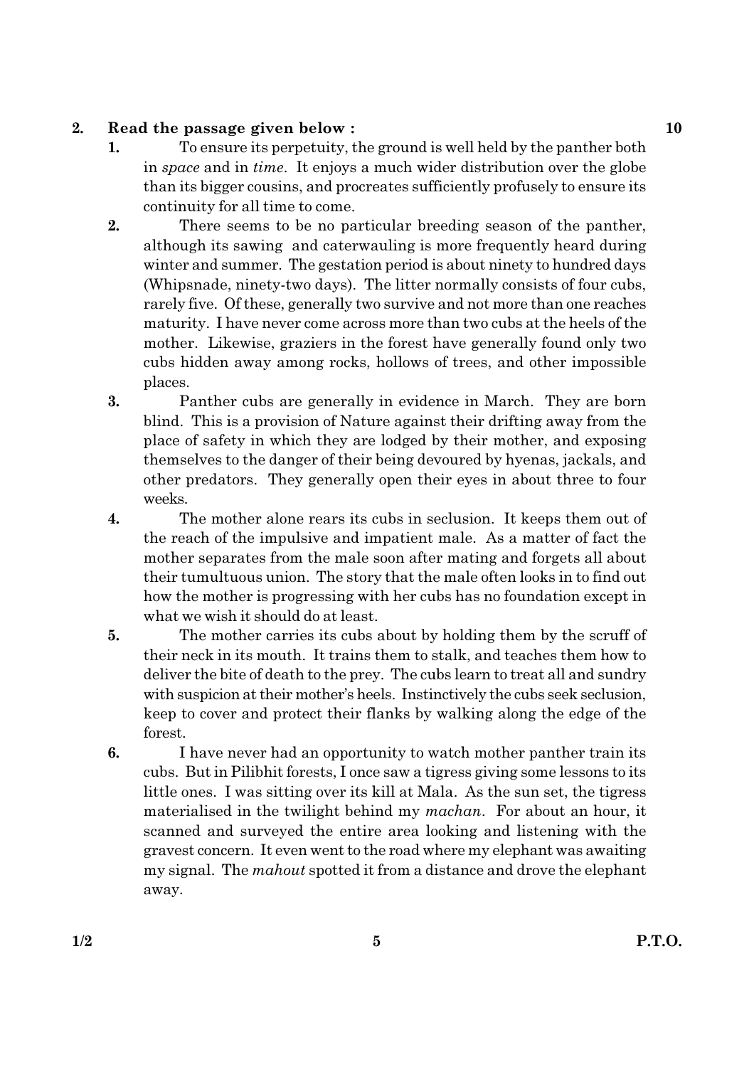**2. Read the passage given below :** **10**

1. To ensure its perpetuity, the ground is well held by the panther both in *space* and in *time*. It enjoys a much wider distribution over the globe than its bigger cousins, and procreates sufficiently profusely to ensure its continuity for all time to come.

2. There seems to be no particular breeding season of the panther, although its sawing and caterwauling is more frequently heard during winter and summer. The gestation period is about ninety to hundred days (Whipsnade, ninety-two days). The litter normally consists of four cubs, rarely five. Of these, generally two survive and not more than one reaches maturity. I have never come across more than two cubs at the heels of the mother. Likewise, graziers in the forest have generally found only two cubs hidden away among rocks, hollows of trees, and other impossible places.

3. Panther cubs are generally in evidence in March. They are born blind. This is a provision of Nature against their drifting away from the place of safety in which they are lodged by their mother, and exposing themselves to the danger of their being devoured by hyenas, jackals, and other predators. They generally open their eyes in about three to four weeks.

4. The mother alone rears its cubs in seclusion. It keeps them out of the reach of the impulsive and impatient male. As a matter of fact the mother separates from the male soon after mating and forgets all about their tumultuous union. The story that the male often looks in to find out how the mother is progressing with her cubs has no foundation except in what we wish it should do at least.

5. The mother carries its cubs about by holding them by the scruff of their neck in its mouth. It trains them to stalk, and teaches them how to deliver the bite of death to the prey. The cubs learn to treat all and sundry with suspicion at their mother's heels. Instinctively the cubs seek seclusion, keep to cover and protect their flanks by walking along the edge of the forest.

6. I have never had an opportunity to watch mother panther train its cubs. But in Pilibhit forests, I once saw a tigress giving some lessons to its little ones. I was sitting over its kill at Mala. As the sun set, the tigress materialised in the twilight behind my *machan*. For about an hour, it scanned and surveyed the entire area looking and listening with the gravest concern. It even went to the road where my elephant was awaiting my signal. The *mahout* spotted it from a distance and drove the elephant away.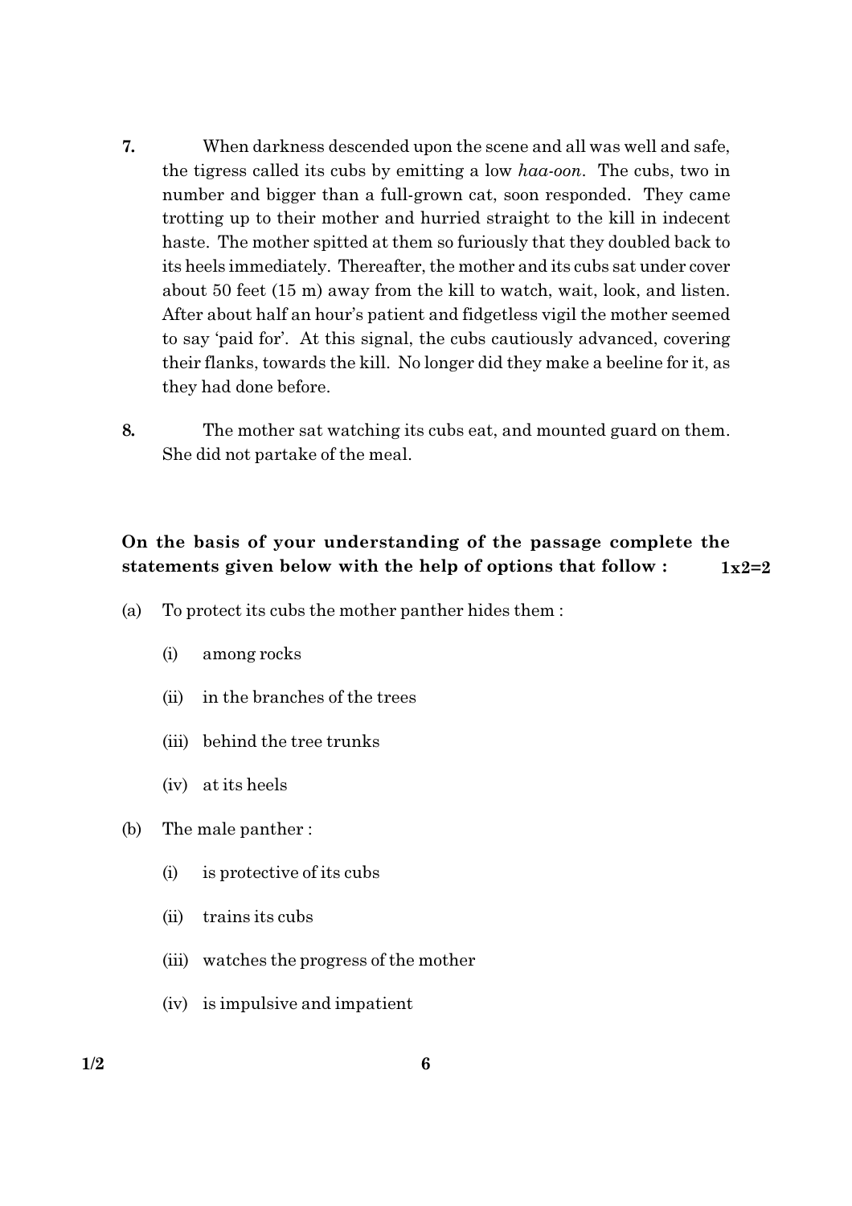7. When darkness descended upon the scene and all was well and safe, the tigress called its cubs by emitting a low *haa-oon*. The cubs, two in number and bigger than a full-grown cat, soon responded. They came trotting up to their mother and hurried straight to the kill in indecent haste. The mother spitted at them so furiously that they doubled back to its heels immediately. Thereafter, the mother and its cubs sat under cover about 50 feet (15 m) away from the kill to watch, wait, look, and listen. After about half an hour's patient and fidgetless vigil the mother seemed to say 'paid for'. At this signal, the cubs cautiously advanced, covering their flanks, towards the kill. No longer did they make a beeline for it, as they had done before.

8. The mother sat watching its cubs eat, and mounted guard on them. She did not partake of the meal.

**On the basis of your understanding of the passage complete the statements given below with the help of options that follow :** **1x2=2**

(a) To protect its cubs the mother panther hides them :

- (i) among rocks
- (ii) in the branches of the trees
- (iii) behind the tree trunks
- (iv) at its heels

(b) The male panther :

- (i) is protective of its cubs
- (ii) trains its cubs
- (iii) watches the progress of the mother
- (iv) is impulsive and impatient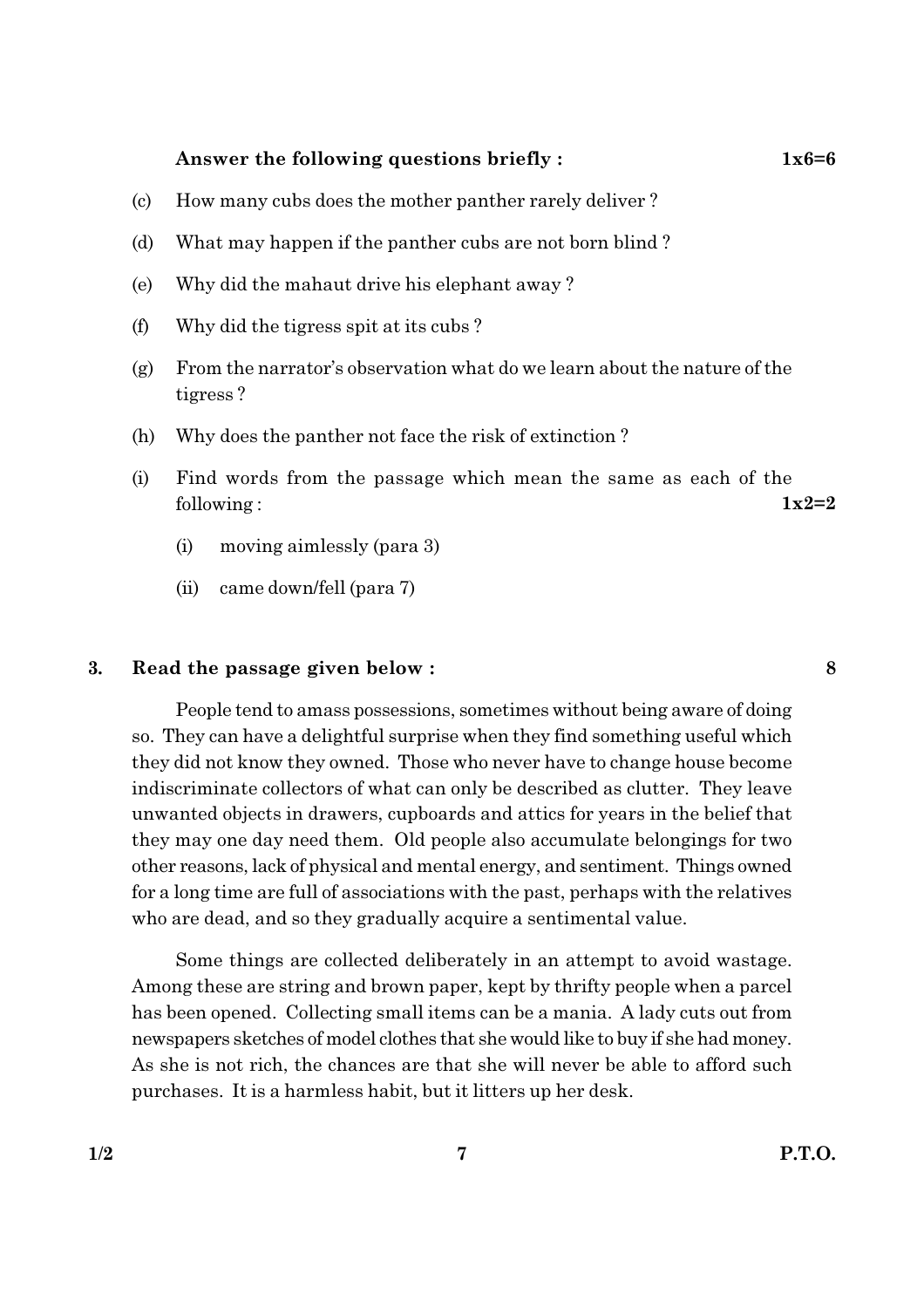**Answer the following questions briefly :** **1x6=6**

(c) How many cubs does the mother panther rarely deliver ?

(d) What may happen if the panther cubs are not born blind ?

(e) Why did the mahaut drive his elephant away ?

(f) Why did the tigress spit at its cubs ?

(g) From the narrator's observation what do we learn about the nature of the tigress ?

(h) Why does the panther not face the risk of extinction ?

(i) Find words from the passage which mean the same as each of the following : **1x2=2**

(i) moving aimlessly (para 3)

(ii) came down/fell (para 7)

**3. Read the passage given below :** **8**

People tend to amass possessions, sometimes without being aware of doing so. They can have a delightful surprise when they find something useful which they did not know they owned. Those who never have to change house become indiscriminate collectors of what can only be described as clutter. They leave unwanted objects in drawers, cupboards and attics for years in the belief that they may one day need them. Old people also accumulate belongings for two other reasons, lack of physical and mental energy, and sentiment. Things owned for a long time are full of associations with the past, perhaps with the relatives who are dead, and so they gradually acquire a sentimental value.

Some things are collected deliberately in an attempt to avoid wastage. Among these are string and brown paper, kept by thrifty people when a parcel has been opened. Collecting small items can be a mania. A lady cuts out from newspapers sketches of model clothes that she would like to buy if she had money. As she is not rich, the chances are that she will never be able to afford such purchases. It is a harmless habit, but it litters up her desk.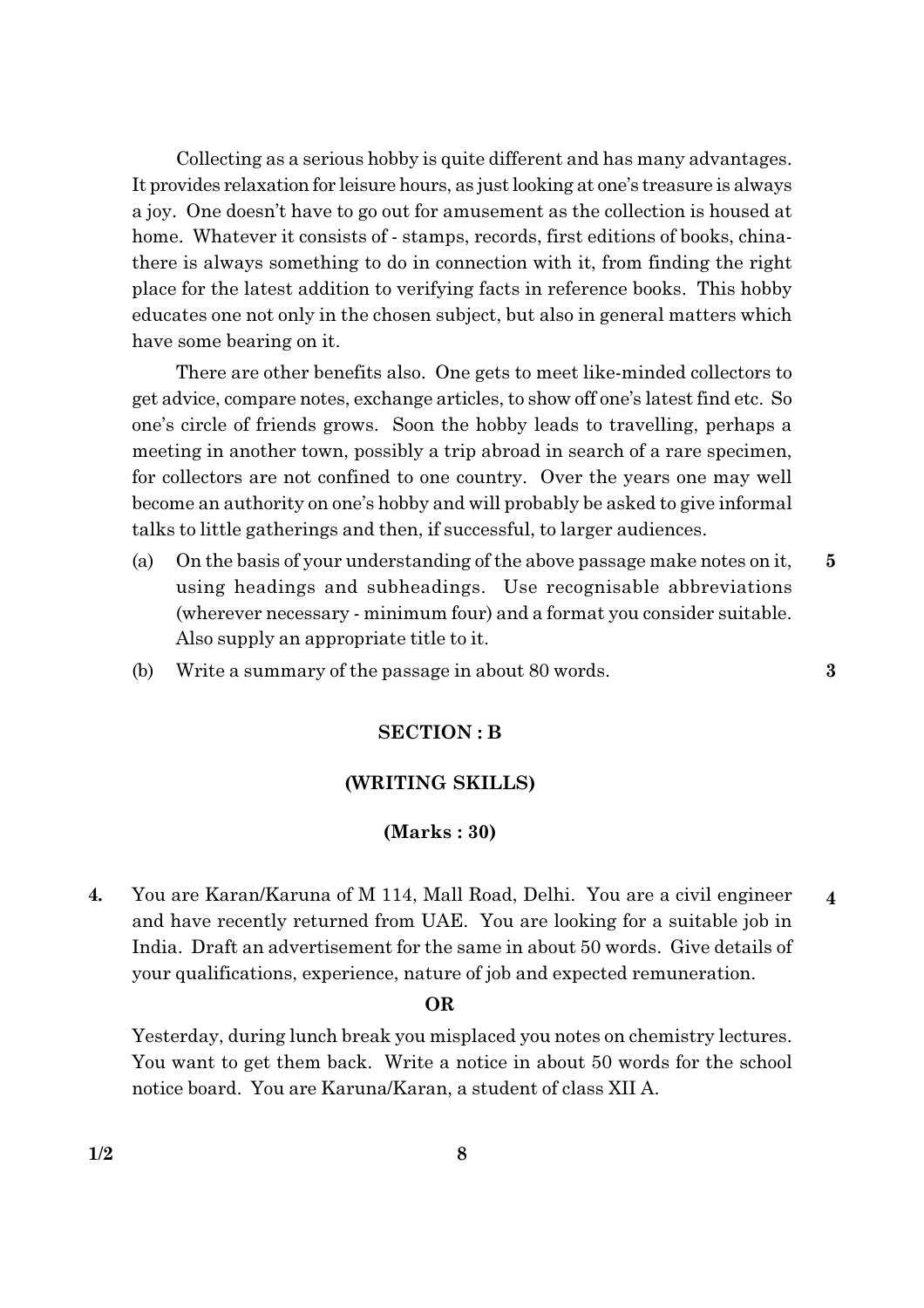Collecting as a serious hobby is quite different and has many advantages. It provides relaxation for leisure hours, as just looking at one's treasure is always a joy. One doesn't have to go out for amusement as the collection is housed at home. Whatever it consists of - stamps, records, first editions of books, china- there is always something to do in connection with it, from finding the right place for the latest addition to verifying facts in reference books. This hobby educates one not only in the chosen subject, but also in general matters which have some bearing on it.

There are other benefits also. One gets to meet like-minded collectors to get advice, compare notes, exchange articles, to show off one's latest find etc. So one's circle of friends grows. Soon the hobby leads to travelling, perhaps a meeting in another town, possibly a trip abroad in search of a rare specimen, for collectors are not confined to one country. Over the years one may well become an authority on one's hobby and will probably be asked to give informal talks to little gatherings and then, if successful, to larger audiences.

(a) On the basis of your understanding of the above passage make notes on it, using headings and subheadings. Use recognisable abbreviations (wherever necessary - minimum four) and a format you consider suitable. Also supply an appropriate title to it. **5**

(b) Write a summary of the passage in about 80 words. **3**

## SECTION : B

## (WRITING SKILLS)

## (Marks : 30)

**4.** You are Karan/Karuna of M 114, Mall Road, Delhi. You are a civil engineer and have recently returned from UAE. You are looking for a suitable job in India. Draft an advertisement for the same in about 50 words. Give details of your qualifications, experience, nature of job and expected remuneration. **4**

**OR**

Yesterday, during lunch break you misplaced you notes on chemistry lectures. You want to get them back. Write a notice in about 50 words for the school notice board. You are Karuna/Karan, a student of class XII A.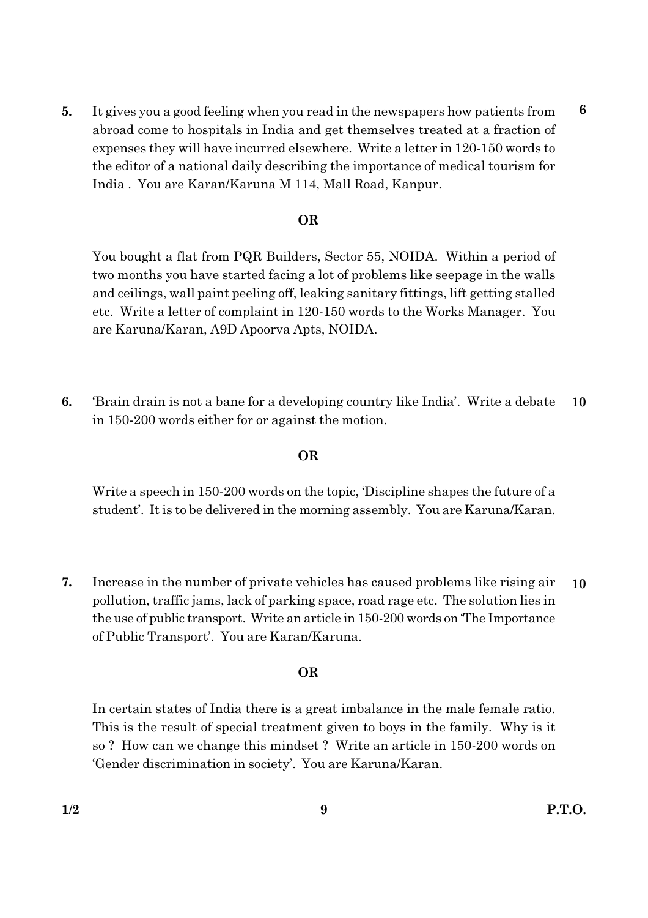**5.** It gives you a good feeling when you read in the newspapers how patients from abroad come to hospitals in India and get themselves treated at a fraction of expenses they will have incurred elsewhere. Write a letter in 120-150 words to the editor of a national daily describing the importance of medical tourism for India . You are Karan/Karuna M 114, Mall Road, Kanpur. **6**

**OR**

You bought a flat from PQR Builders, Sector 55, NOIDA. Within a period of two months you have started facing a lot of problems like seepage in the walls and ceilings, wall paint peeling off, leaking sanitary fittings, lift getting stalled etc. Write a letter of complaint in 120-150 words to the Works Manager. You are Karuna/Karan, A9D Apoorva Apts, NOIDA.

**6.** 'Brain drain is not a bane for a developing country like India'. Write a debate in 150-200 words either for or against the motion. **10**

**OR**

Write a speech in 150-200 words on the topic, 'Discipline shapes the future of a student'. It is to be delivered in the morning assembly. You are Karuna/Karan.

**7.** Increase in the number of private vehicles has caused problems like rising air pollution, traffic jams, lack of parking space, road rage etc. The solution lies in the use of public transport. Write an article in 150-200 words on 'The Importance of Public Transport'. You are Karan/Karuna. **10**

**OR**

In certain states of India there is a great imbalance in the male female ratio. This is the result of special treatment given to boys in the family. Why is it so ? How can we change this mindset ? Write an article in 150-200 words on 'Gender discrimination in society'. You are Karuna/Karan.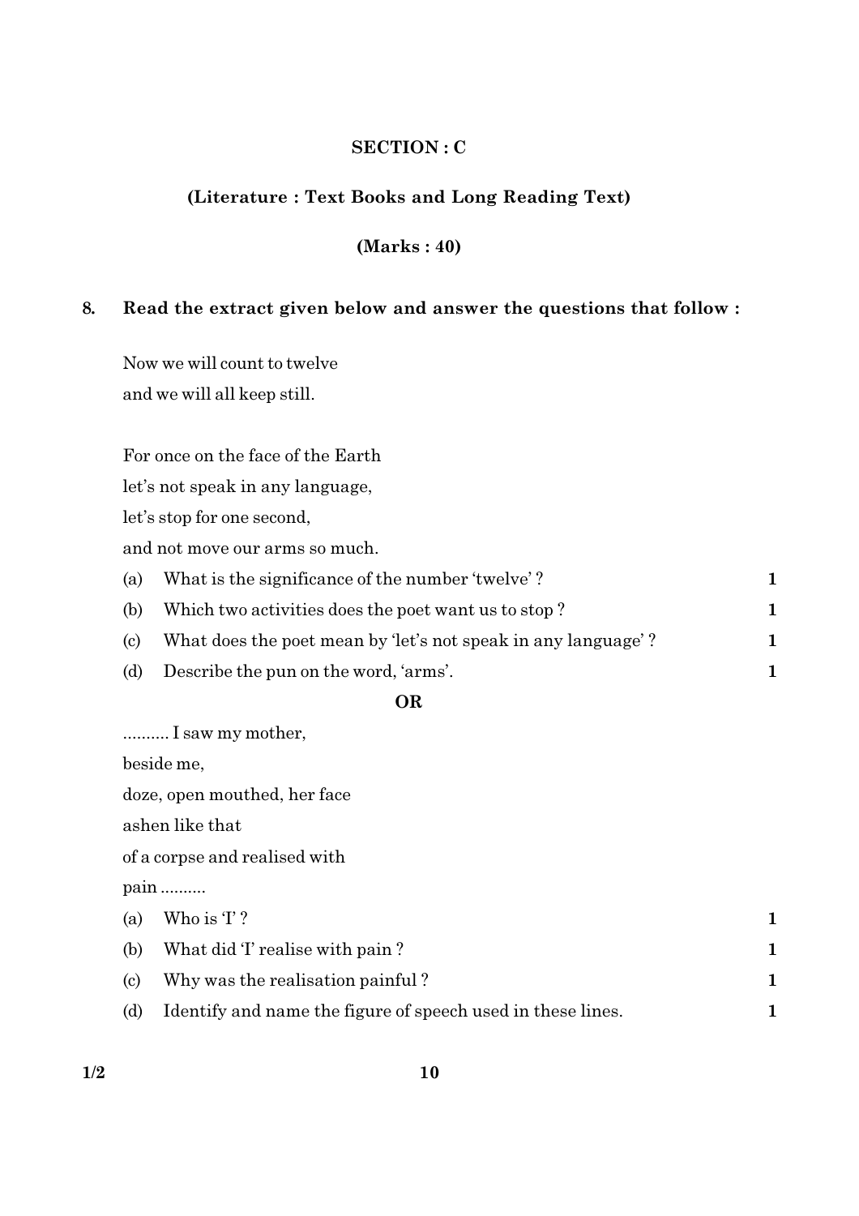## SECTION : C

### (Literature : Text Books and Long Reading Text)

### (Marks : 40)

**8. Read the extract given below and answer the questions that follow :**

Now we will count to twelve
and we will all keep still.

For once on the face of the Earth
let's not speak in any language,
let's stop for one second,
and not move our arms so much.

(a) What is the significance of the number 'twelve' ? 1

(b) Which two activities does the poet want us to stop ? 1

(c) What does the poet mean by 'let's not speak in any language' ? 1

(d) Describe the pun on the word, 'arms'. 1

**OR**

.......... I saw my mother,
beside me,
doze, open mouthed, her face
ashen like that
of a corpse and realised with
pain ..........

(a) Who is 'I' ? 1

(b) What did 'I' realise with pain ? 1

(c) Why was the realisation painful ? 1

(d) Identify and name the figure of speech used in these lines. 1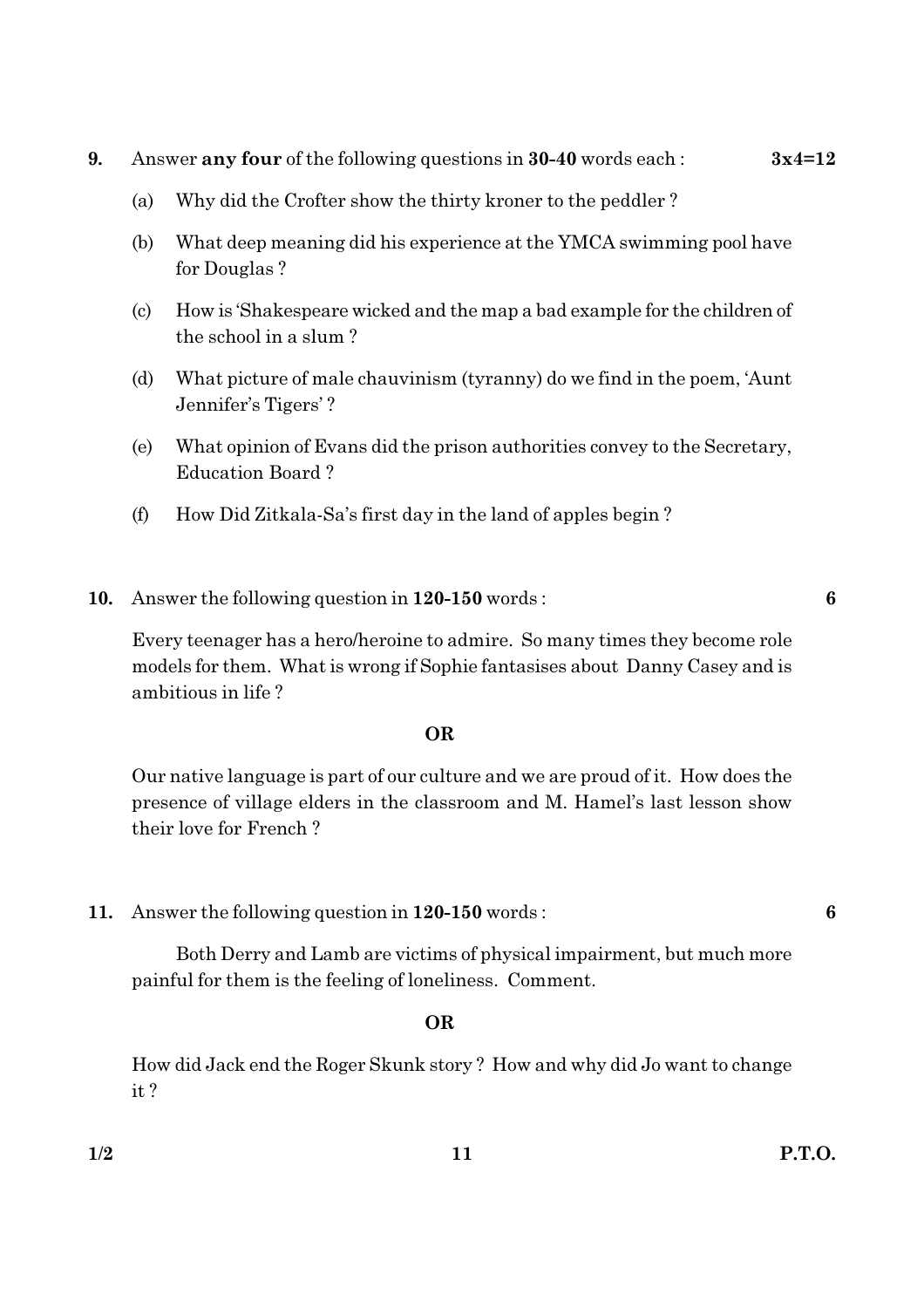**9.** Answer **any four** of the following questions in **30-40** words each : **3x4=12**

(a) Why did the Crofter show the thirty kroner to the peddler ?

(b) What deep meaning did his experience at the YMCA swimming pool have for Douglas ?

(c) How is 'Shakespeare wicked and the map a bad example for the children of the school in a slum ?

(d) What picture of male chauvinism (tyranny) do we find in the poem, 'Aunt Jennifer's Tigers' ?

(e) What opinion of Evans did the prison authorities convey to the Secretary, Education Board ?

(f) How Did Zitkala-Sa's first day in the land of apples begin ?

**10.** Answer the following question in **120-150** words : **6**

Every teenager has a hero/heroine to admire. So many times they become role models for them. What is wrong if Sophie fantasises about Danny Casey and is ambitious in life ?

**OR**

Our native language is part of our culture and we are proud of it. How does the presence of village elders in the classroom and M. Hamel's last lesson show their love for French ?

**11.** Answer the following question in **120-150** words : **6**

Both Derry and Lamb are victims of physical impairment, but much more painful for them is the feeling of loneliness. Comment.

**OR**

How did Jack end the Roger Skunk story ? How and why did Jo want to change it ?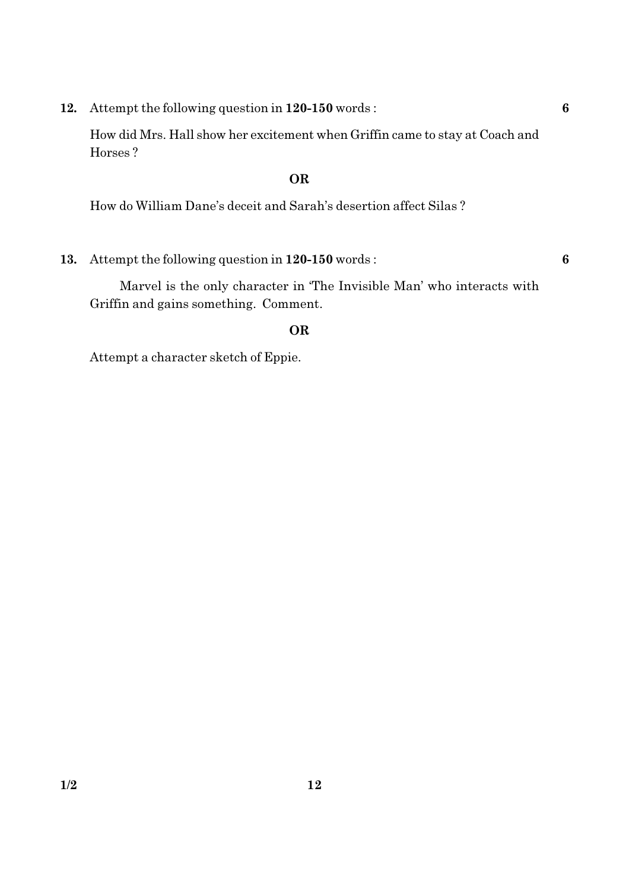**12.** Attempt the following question in **120-150** words : **6**

How did Mrs. Hall show her excitement when Griffin came to stay at Coach and Horses ?

**OR**

How do William Dane's deceit and Sarah's desertion affect Silas ?

**13.** Attempt the following question in **120-150** words : **6**

Marvel is the only character in 'The Invisible Man' who interacts with Griffin and gains something. Comment.

**OR**

Attempt a character sketch of Eppie.

1/2